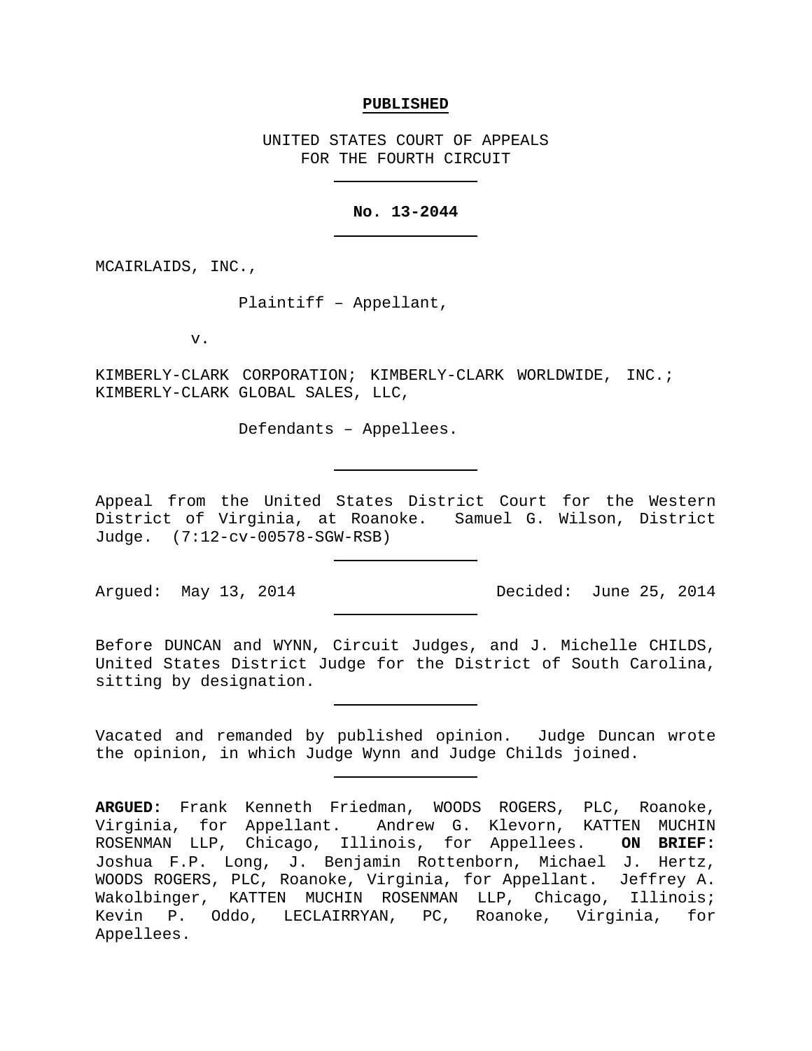**PUBLISHED**

UNITED STATES COURT OF APPEALS
FOR THE FOURTH CIRCUIT

---

**No. 13-2044**

---

MCAIRLAIDS, INC.,

Plaintiff – Appellant,

v.

KIMBERLY-CLARK CORPORATION; KIMBERLY-CLARK WORLDWIDE, INC.; KIMBERLY-CLARK GLOBAL SALES, LLC,

Defendants – Appellees.

---

Appeal from the United States District Court for the Western District of Virginia, at Roanoke. Samuel G. Wilson, District Judge. (7:12-cv-00578-SGW-RSB)

---

Argued: May 13, 2014 Decided: June 25, 2014

---

Before DUNCAN and WYNN, Circuit Judges, and J. Michelle CHILDS, United States District Judge for the District of South Carolina, sitting by designation.

---

Vacated and remanded by published opinion. Judge Duncan wrote the opinion, in which Judge Wynn and Judge Childs joined.

---

**ARGUED:** Frank Kenneth Friedman, WOODS ROGERS, PLC, Roanoke, Virginia, for Appellant. Andrew G. Klevorn, KATTEN MUCHIN ROSENMAN LLP, Chicago, Illinois, for Appellees. **ON BRIEF:** Joshua F.P. Long, J. Benjamin Rottenborn, Michael J. Hertz, WOODS ROGERS, PLC, Roanoke, Virginia, for Appellant. Jeffrey A. Wakolbinger, KATTEN MUCHIN ROSENMAN LLP, Chicago, Illinois; Kevin P. Oddo, LECLAIRRYAN, PC, Roanoke, Virginia, for Appellees.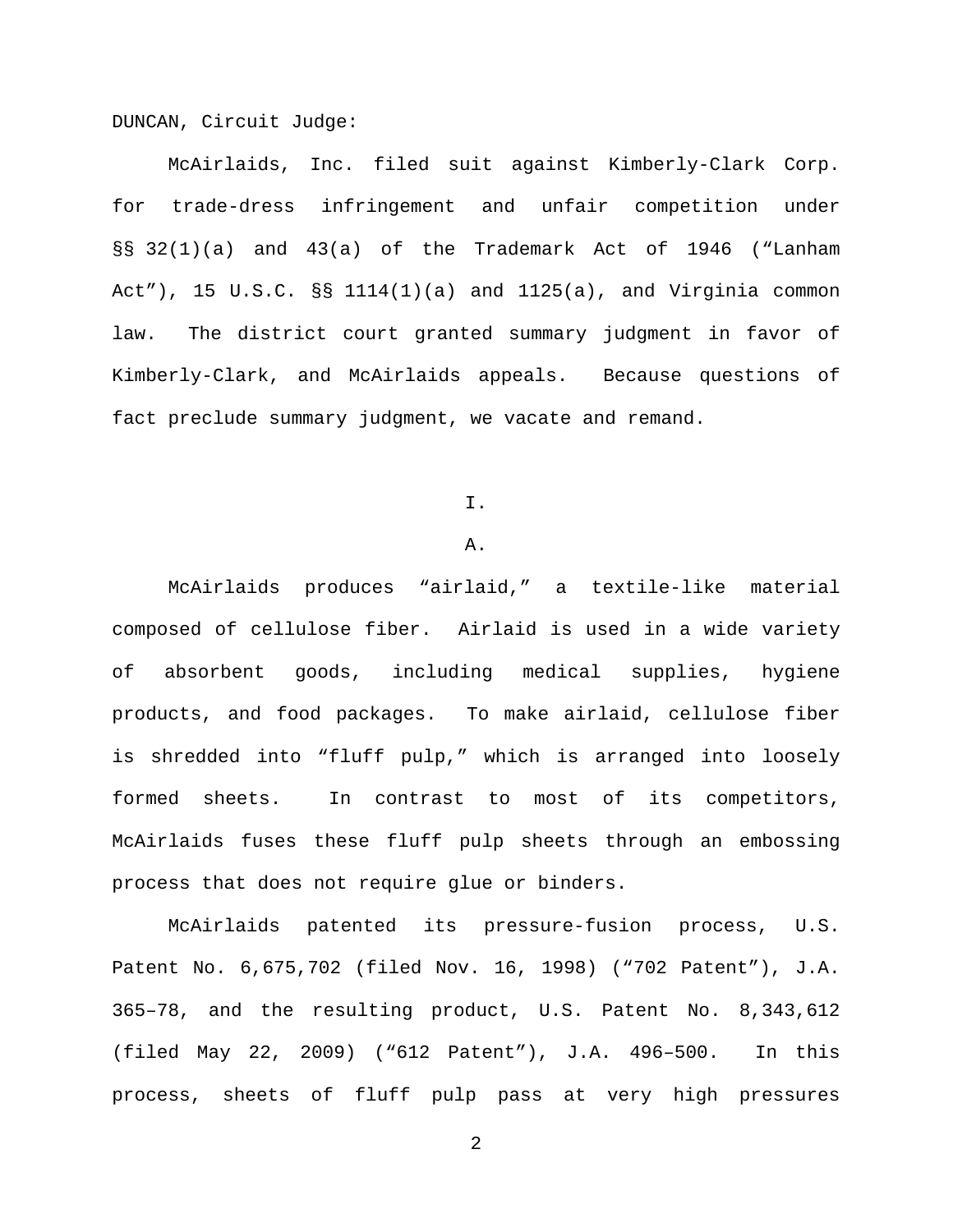DUNCAN, Circuit Judge:

McAirlaids, Inc. filed suit against Kimberly-Clark Corp. for trade-dress infringement and unfair competition under §§ 32(1)(a) and 43(a) of the Trademark Act of 1946 ("Lanham Act"), 15 U.S.C. §§ 1114(1)(a) and 1125(a), and Virginia common law. The district court granted summary judgment in favor of Kimberly-Clark, and McAirlaids appeals. Because questions of fact preclude summary judgment, we vacate and remand.

I.

A.

McAirlaids produces "airlaid," a textile-like material composed of cellulose fiber. Airlaid is used in a wide variety of absorbent goods, including medical supplies, hygiene products, and food packages. To make airlaid, cellulose fiber is shredded into "fluff pulp," which is arranged into loosely formed sheets. In contrast to most of its competitors, McAirlaids fuses these fluff pulp sheets through an embossing process that does not require glue or binders.

McAirlaids patented its pressure-fusion process, U.S. Patent No. 6,675,702 (filed Nov. 16, 1998) ("702 Patent"), J.A. 365–78, and the resulting product, U.S. Patent No. 8,343,612 (filed May 22, 2009) ("612 Patent"), J.A. 496–500. In this process, sheets of fluff pulp pass at very high pressures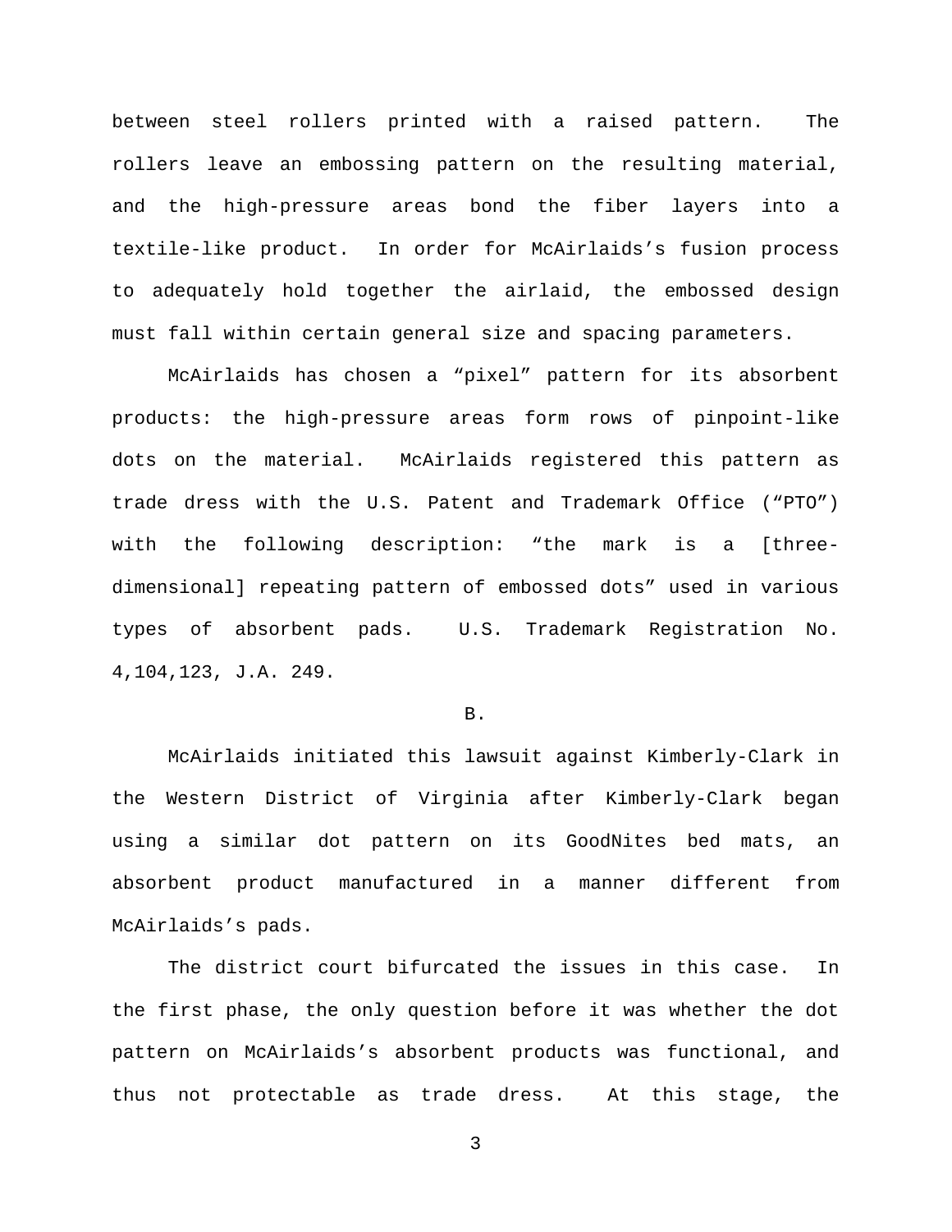between steel rollers printed with a raised pattern. The rollers leave an embossing pattern on the resulting material, and the high-pressure areas bond the fiber layers into a textile-like product. In order for McAirlaids's fusion process to adequately hold together the airlaid, the embossed design must fall within certain general size and spacing parameters.

McAirlaids has chosen a "pixel" pattern for its absorbent products: the high-pressure areas form rows of pinpoint-like dots on the material. McAirlaids registered this pattern as trade dress with the U.S. Patent and Trademark Office ("PTO") with the following description: "the mark is a [three-dimensional] repeating pattern of embossed dots" used in various types of absorbent pads. U.S. Trademark Registration No. 4,104,123, J.A. 249.

B.

McAirlaids initiated this lawsuit against Kimberly-Clark in the Western District of Virginia after Kimberly-Clark began using a similar dot pattern on its GoodNites bed mats, an absorbent product manufactured in a manner different from McAirlaids's pads.

The district court bifurcated the issues in this case. In the first phase, the only question before it was whether the dot pattern on McAirlaids's absorbent products was functional, and thus not protectable as trade dress. At this stage, the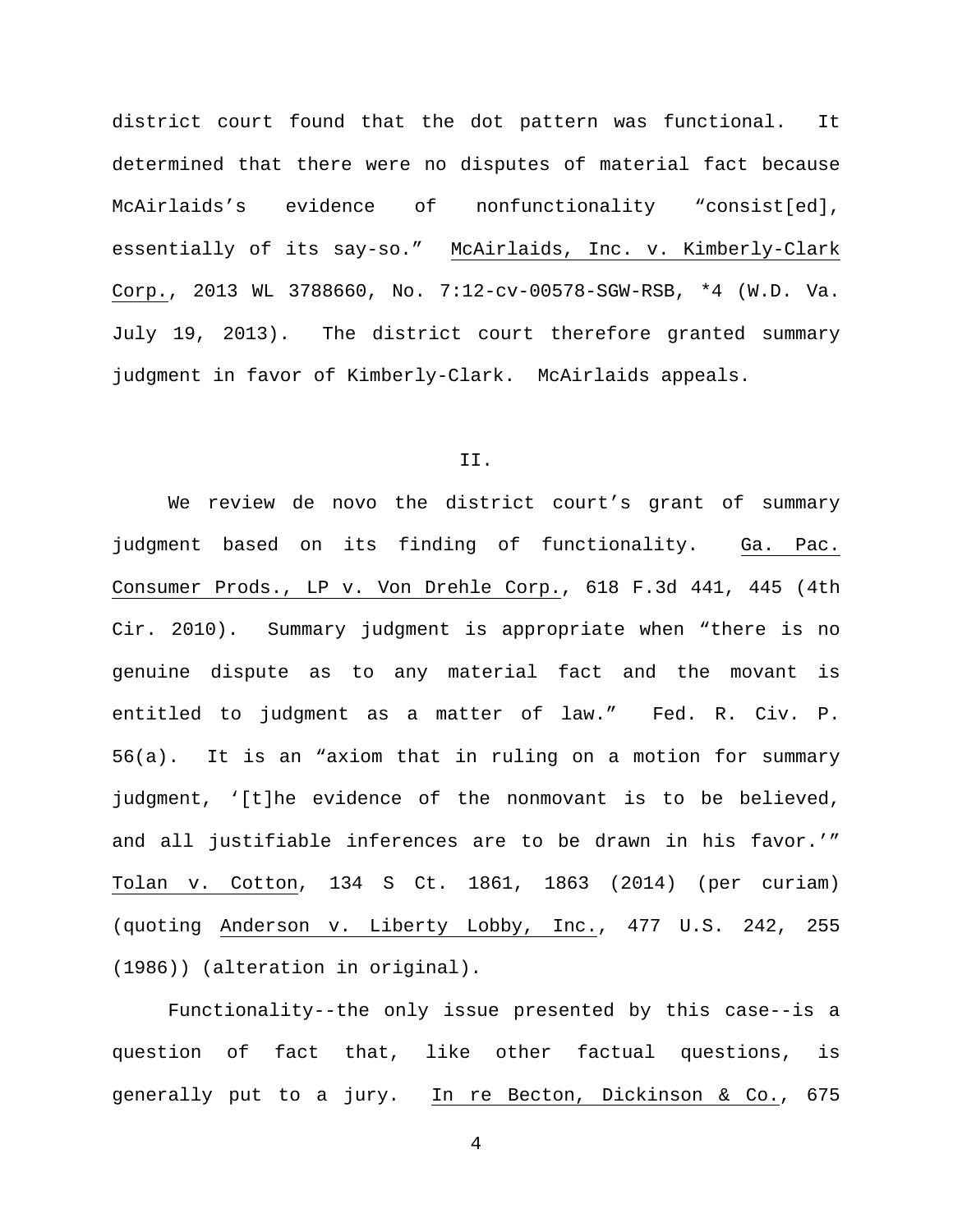district court found that the dot pattern was functional. It determined that there were no disputes of material fact because McAirlaids's evidence of nonfunctionality "consist[ed], essentially of its say-so." McAirlaids, Inc. v. Kimberly-Clark Corp., 2013 WL 3788660, No. 7:12-cv-00578-SGW-RSB, *4 (W.D. Va. July 19, 2013). The district court therefore granted summary judgment in favor of Kimberly-Clark. McAirlaids appeals.

## II.

We review de novo the district court's grant of summary judgment based on its finding of functionality. Ga. Pac. Consumer Prods., LP v. Von Drehle Corp., 618 F.3d 441, 445 (4th Cir. 2010). Summary judgment is appropriate when "there is no genuine dispute as to any material fact and the movant is entitled to judgment as a matter of law." Fed. R. Civ. P. 56(a). It is an "axiom that in ruling on a motion for summary judgment, '[t]he evidence of the nonmovant is to be believed, and all justifiable inferences are to be drawn in his favor.'" Tolan v. Cotton, 134 S Ct. 1861, 1863 (2014) (per curiam) (quoting Anderson v. Liberty Lobby, Inc., 477 U.S. 242, 255 (1986)) (alteration in original).

Functionality--the only issue presented by this case--is a question of fact that, like other factual questions, is generally put to a jury. In re Becton, Dickinson & Co., 675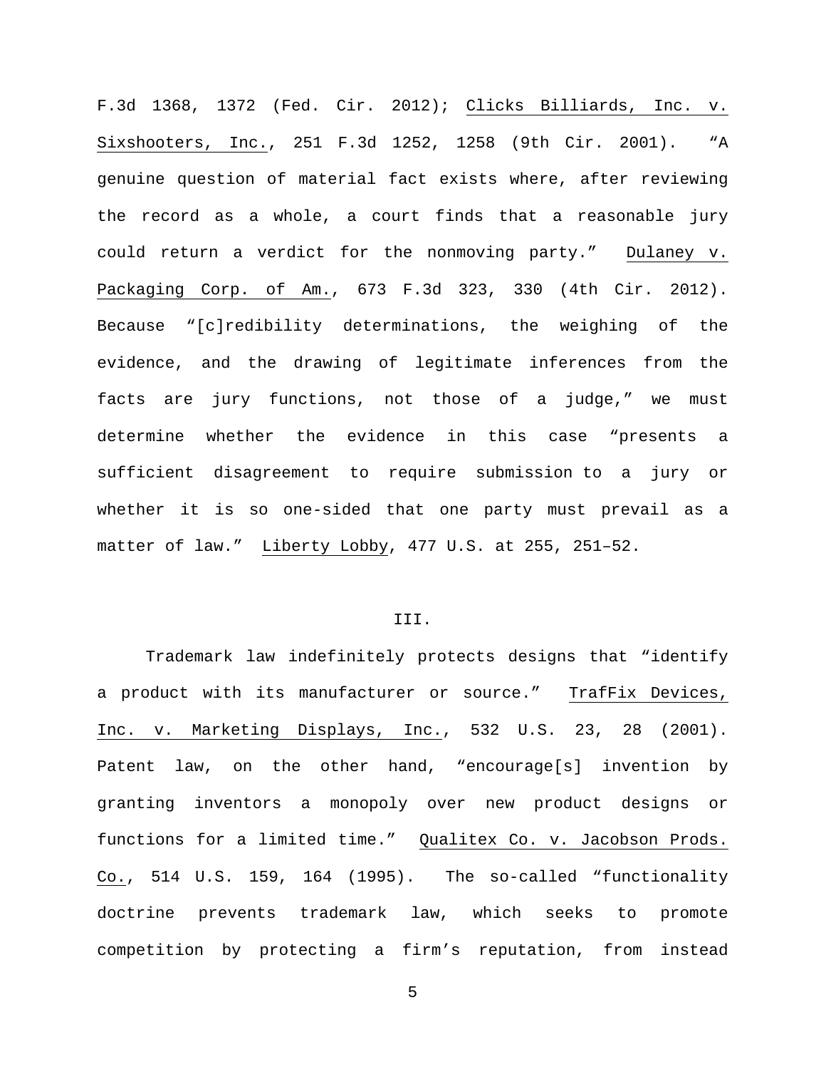F.3d 1368, 1372 (Fed. Cir. 2012); Clicks Billiards, Inc. v. Sixshooters, Inc., 251 F.3d 1252, 1258 (9th Cir. 2001). "A genuine question of material fact exists where, after reviewing the record as a whole, a court finds that a reasonable jury could return a verdict for the nonmoving party." Dulaney v. Packaging Corp. of Am., 673 F.3d 323, 330 (4th Cir. 2012). Because "[c]redibility determinations, the weighing of the evidence, and the drawing of legitimate inferences from the facts are jury functions, not those of a judge," we must determine whether the evidence in this case "presents a sufficient disagreement to require submission to a jury or whether it is so one-sided that one party must prevail as a matter of law." Liberty Lobby, 477 U.S. at 255, 251–52.

## III.

Trademark law indefinitely protects designs that "identify a product with its manufacturer or source." TrafFix Devices, Inc. v. Marketing Displays, Inc., 532 U.S. 23, 28 (2001). Patent law, on the other hand, "encourage[s] invention by granting inventors a monopoly over new product designs or functions for a limited time." Qualitex Co. v. Jacobson Prods. Co., 514 U.S. 159, 164 (1995). The so-called "functionality doctrine prevents trademark law, which seeks to promote competition by protecting a firm's reputation, from instead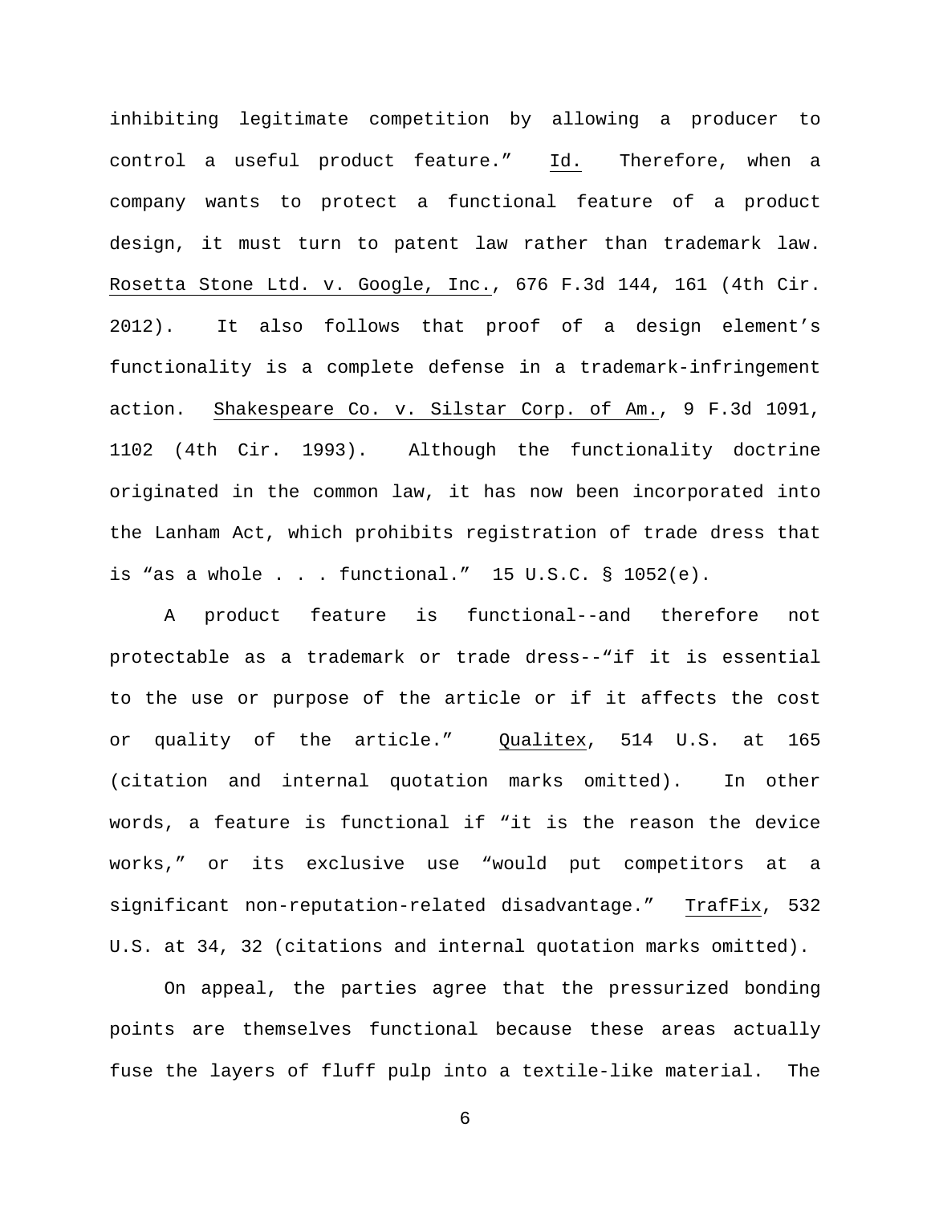inhibiting legitimate competition by allowing a producer to control a useful product feature." Id. Therefore, when a company wants to protect a functional feature of a product design, it must turn to patent law rather than trademark law. Rosetta Stone Ltd. v. Google, Inc., 676 F.3d 144, 161 (4th Cir. 2012). It also follows that proof of a design element's functionality is a complete defense in a trademark-infringement action. Shakespeare Co. v. Silstar Corp. of Am., 9 F.3d 1091, 1102 (4th Cir. 1993). Although the functionality doctrine originated in the common law, it has now been incorporated into the Lanham Act, which prohibits registration of trade dress that is "as a whole . . . functional." 15 U.S.C. § 1052(e).

A product feature is functional--and therefore not protectable as a trademark or trade dress--"if it is essential to the use or purpose of the article or if it affects the cost or quality of the article." Qualitex, 514 U.S. at 165 (citation and internal quotation marks omitted). In other words, a feature is functional if "it is the reason the device works," or its exclusive use "would put competitors at a significant non-reputation-related disadvantage." TrafFix, 532 U.S. at 34, 32 (citations and internal quotation marks omitted).

On appeal, the parties agree that the pressurized bonding points are themselves functional because these areas actually fuse the layers of fluff pulp into a textile-like material. The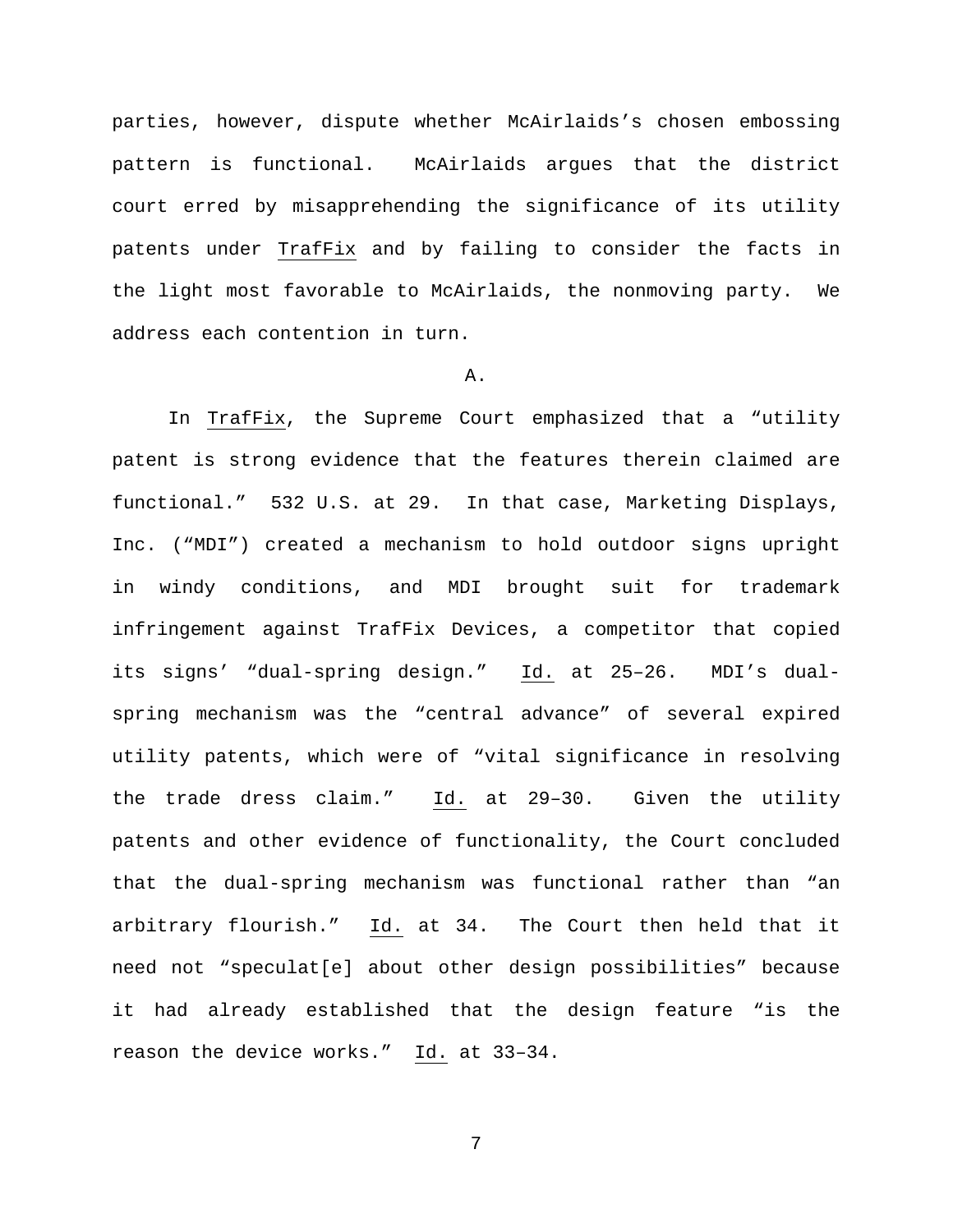parties, however, dispute whether McAirlaids's chosen embossing pattern is functional. McAirlaids argues that the district court erred by misapprehending the significance of its utility patents under TrafFix and by failing to consider the facts in the light most favorable to McAirlaids, the nonmoving party. We address each contention in turn.

A.

In TrafFix, the Supreme Court emphasized that a "utility patent is strong evidence that the features therein claimed are functional." 532 U.S. at 29. In that case, Marketing Displays, Inc. ("MDI") created a mechanism to hold outdoor signs upright in windy conditions, and MDI brought suit for trademark infringement against TrafFix Devices, a competitor that copied its signs' "dual-spring design." Id. at 25–26. MDI's dual-spring mechanism was the "central advance" of several expired utility patents, which were of "vital significance in resolving the trade dress claim." Id. at 29–30. Given the utility patents and other evidence of functionality, the Court concluded that the dual-spring mechanism was functional rather than "an arbitrary flourish." Id. at 34. The Court then held that it need not "speculat[e] about other design possibilities" because it had already established that the design feature "is the reason the device works." Id. at 33–34.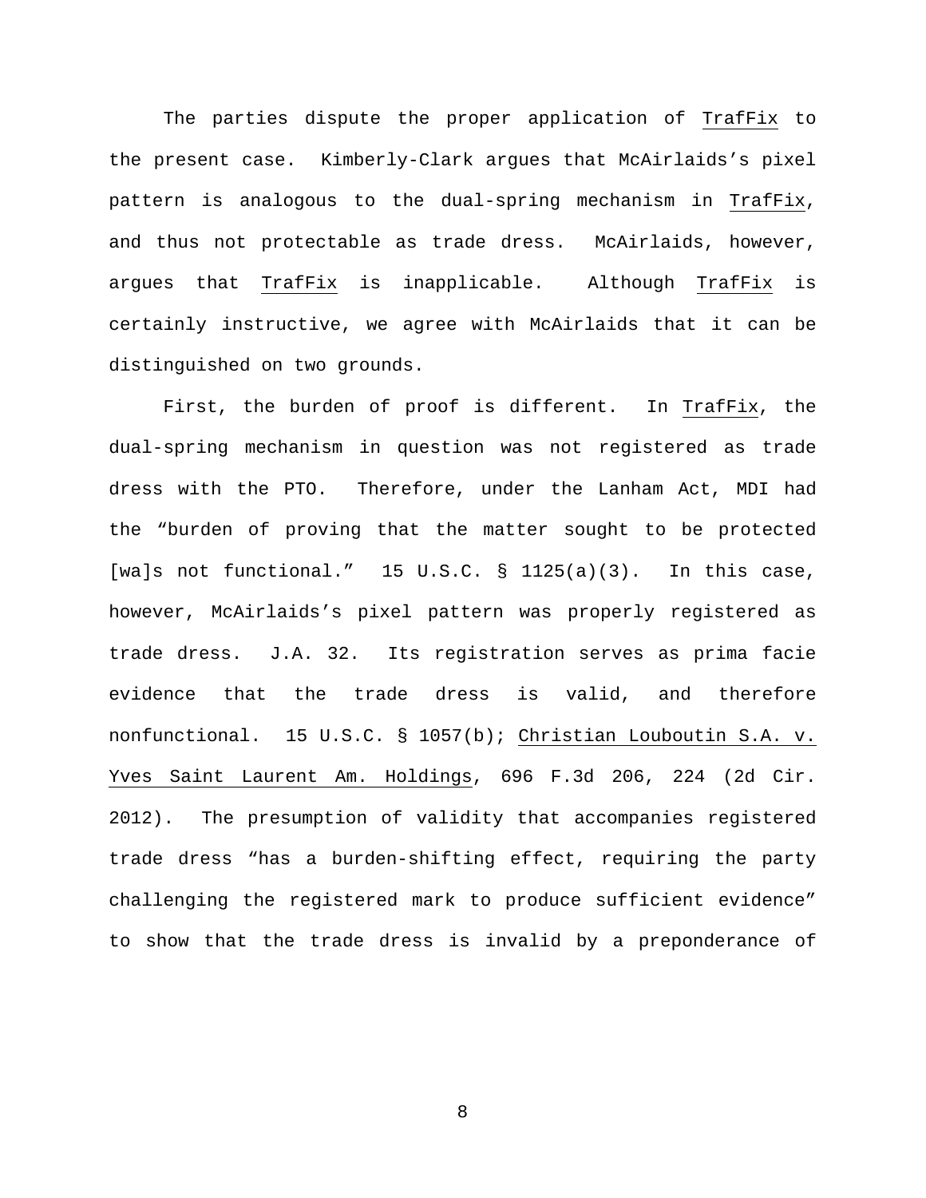The parties dispute the proper application of _TrafFix_ to the present case. Kimberly-Clark argues that McAirlaids's pixel pattern is analogous to the dual-spring mechanism in _TrafFix_, and thus not protectable as trade dress. McAirlaids, however, argues that _TrafFix_ is inapplicable. Although _TrafFix_ is certainly instructive, we agree with McAirlaids that it can be distinguished on two grounds.

First, the burden of proof is different. In _TrafFix_, the dual-spring mechanism in question was not registered as trade dress with the PTO. Therefore, under the Lanham Act, MDI had the "burden of proving that the matter sought to be protected [wa]s not functional." 15 U.S.C. § 1125(a)(3). In this case, however, McAirlaids's pixel pattern was properly registered as trade dress. J.A. 32. Its registration serves as prima facie evidence that the trade dress is valid, and therefore nonfunctional. 15 U.S.C. § 1057(b); _Christian Louboutin S.A. v. Yves Saint Laurent Am. Holdings_, 696 F.3d 206, 224 (2d Cir. 2012). The presumption of validity that accompanies registered trade dress "has a burden-shifting effect, requiring the party challenging the registered mark to produce sufficient evidence" to show that the trade dress is invalid by a preponderance of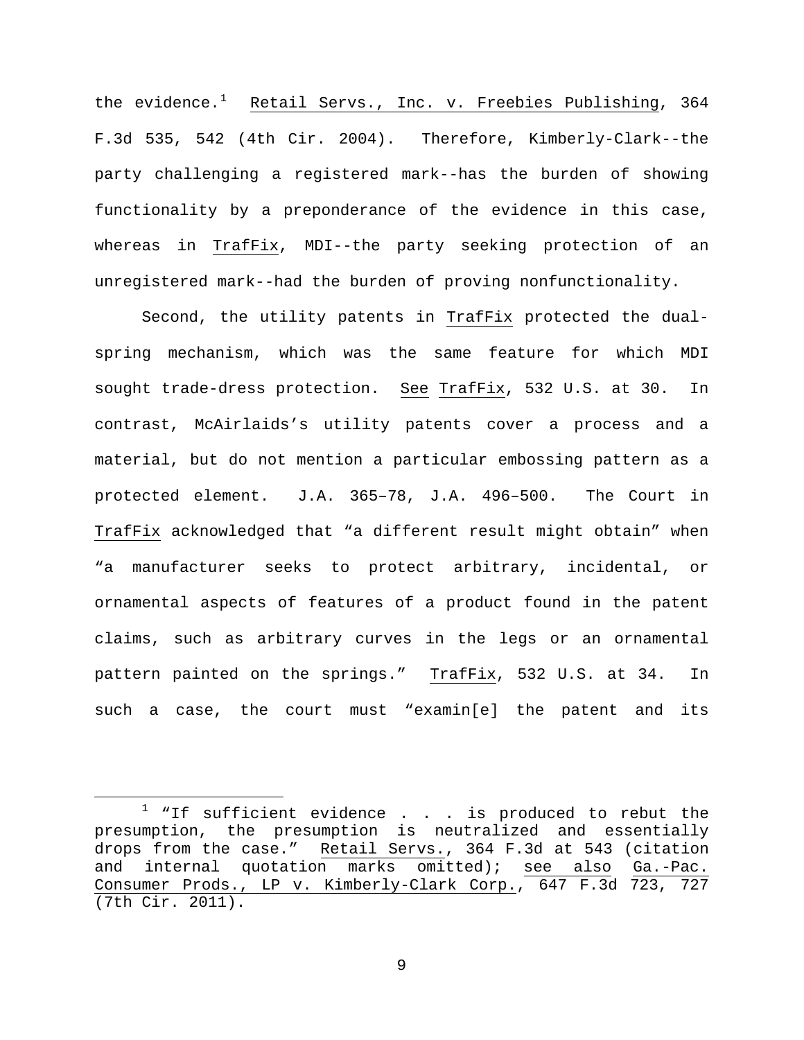the evidence.[1] Retail Servs., Inc. v. Freebies Publishing, 364 F.3d 535, 542 (4th Cir. 2004). Therefore, Kimberly-Clark--the party challenging a registered mark--has the burden of showing functionality by a preponderance of the evidence in this case, whereas in TrafFix, MDI--the party seeking protection of an unregistered mark--had the burden of proving nonfunctionality.

Second, the utility patents in TrafFix protected the dual-spring mechanism, which was the same feature for which MDI sought trade-dress protection. See TrafFix, 532 U.S. at 30. In contrast, McAirlaids's utility patents cover a process and a material, but do not mention a particular embossing pattern as a protected element. J.A. 365–78, J.A. 496–500. The Court in TrafFix acknowledged that "a different result might obtain" when "a manufacturer seeks to protect arbitrary, incidental, or ornamental aspects of features of a product found in the patent claims, such as arbitrary curves in the legs or an ornamental pattern painted on the springs." TrafFix, 532 U.S. at 34. In such a case, the court must "examin[e] the patent and its

---

[1] "If sufficient evidence . . . is produced to rebut the presumption, the presumption is neutralized and essentially drops from the case." Retail Servs., 364 F.3d at 543 (citation and internal quotation marks omitted); see also Ga.-Pac. Consumer Prods., LP v. Kimberly-Clark Corp., 647 F.3d 723, 727 (7th Cir. 2011).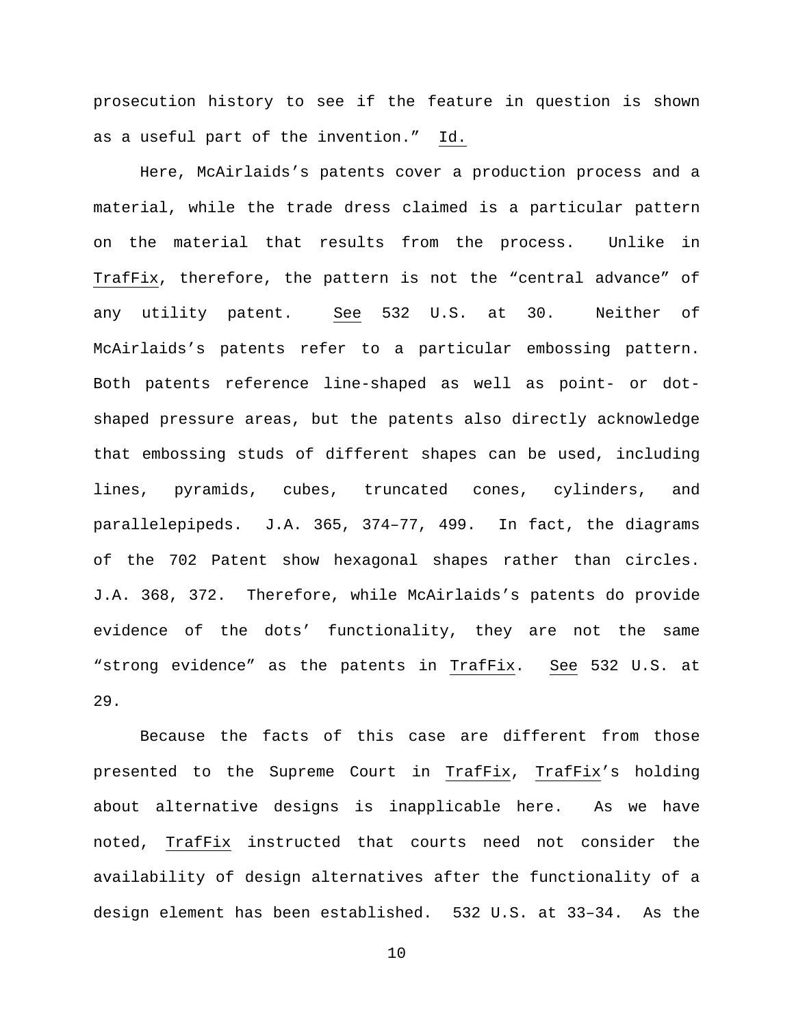prosecution history to see if the feature in question is shown as a useful part of the invention." Id.

Here, McAirlaids's patents cover a production process and a material, while the trade dress claimed is a particular pattern on the material that results from the process. Unlike in TrafFix, therefore, the pattern is not the "central advance" of any utility patent. See 532 U.S. at 30. Neither of McAirlaids's patents refer to a particular embossing pattern. Both patents reference line-shaped as well as point- or dot-shaped pressure areas, but the patents also directly acknowledge that embossing studs of different shapes can be used, including lines, pyramids, cubes, truncated cones, cylinders, and parallelepipeds. J.A. 365, 374–77, 499. In fact, the diagrams of the 702 Patent show hexagonal shapes rather than circles. J.A. 368, 372. Therefore, while McAirlaids's patents do provide evidence of the dots' functionality, they are not the same "strong evidence" as the patents in TrafFix. See 532 U.S. at 29.

Because the facts of this case are different from those presented to the Supreme Court in TrafFix, TrafFix's holding about alternative designs is inapplicable here. As we have noted, TrafFix instructed that courts need not consider the availability of design alternatives after the functionality of a design element has been established. 532 U.S. at 33–34. As the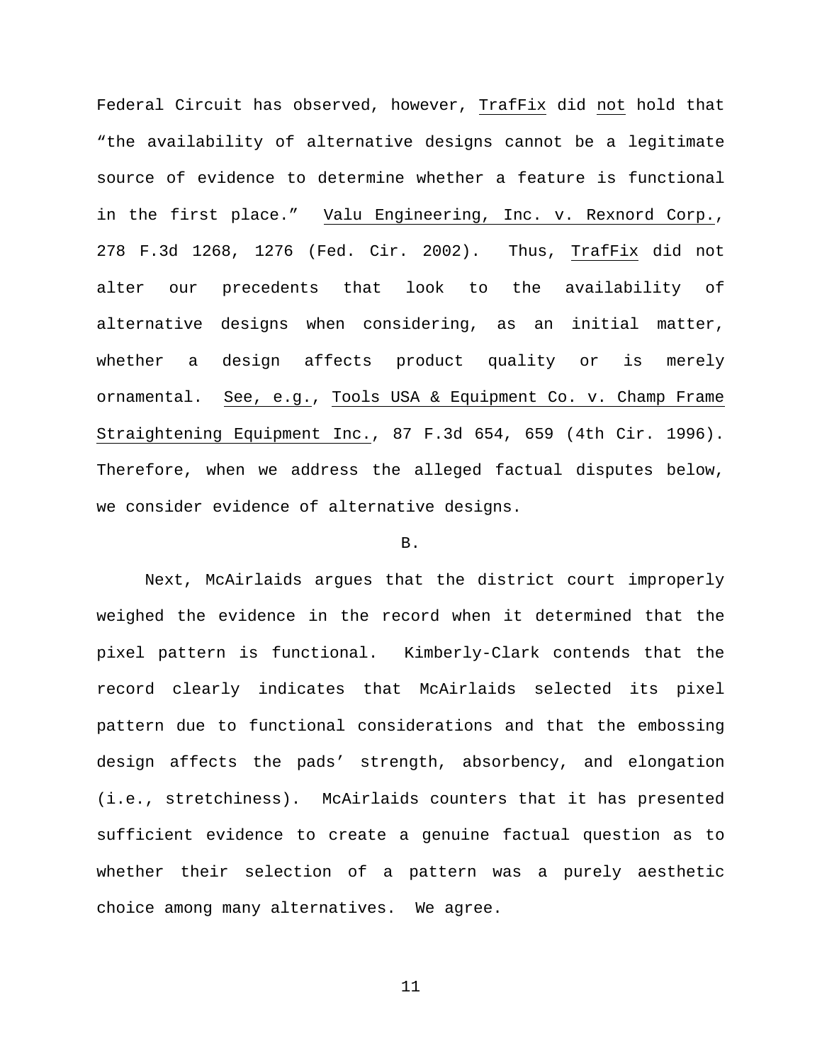Federal Circuit has observed, however, _TrafFix_ did _not_ hold that "the availability of alternative designs cannot be a legitimate source of evidence to determine whether a feature is functional in the first place." _Valu Engineering, Inc. v. Rexnord Corp._, 278 F.3d 1268, 1276 (Fed. Cir. 2002). Thus, _TrafFix_ did not alter our precedents that look to the availability of alternative designs when considering, as an initial matter, whether a design affects product quality or is merely ornamental. _See, e.g._, _Tools USA & Equipment Co. v. Champ Frame Straightening Equipment Inc._, 87 F.3d 654, 659 (4th Cir. 1996). Therefore, when we address the alleged factual disputes below, we consider evidence of alternative designs.

B.

Next, McAirlaids argues that the district court improperly weighed the evidence in the record when it determined that the pixel pattern is functional. Kimberly-Clark contends that the record clearly indicates that McAirlaids selected its pixel pattern due to functional considerations and that the embossing design affects the pads' strength, absorbency, and elongation (i.e., stretchiness). McAirlaids counters that it has presented sufficient evidence to create a genuine factual question as to whether their selection of a pattern was a purely aesthetic choice among many alternatives. We agree.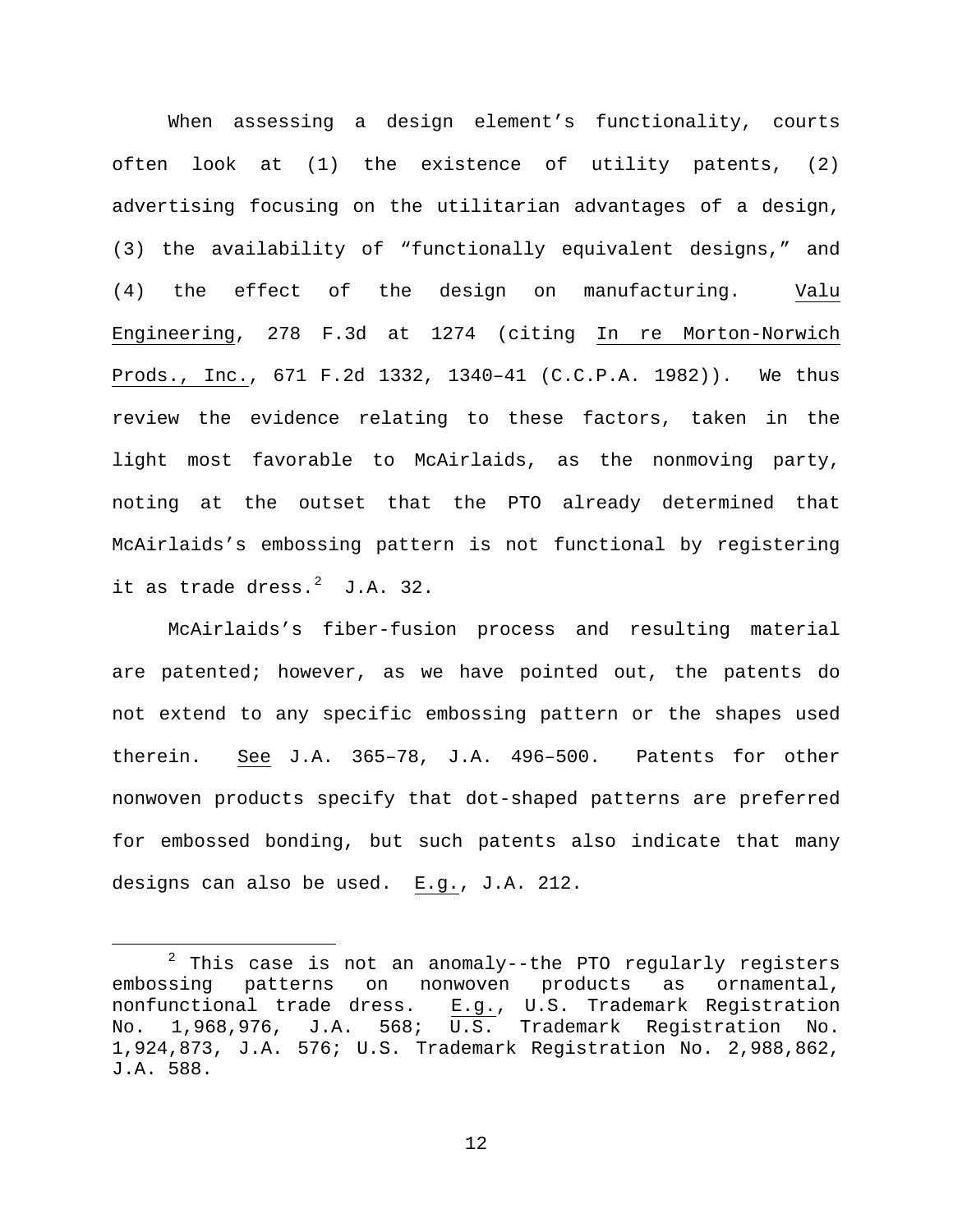When assessing a design element's functionality, courts often look at (1) the existence of utility patents, (2) advertising focusing on the utilitarian advantages of a design, (3) the availability of "functionally equivalent designs," and (4) the effect of the design on manufacturing. Valu Engineering, 278 F.3d at 1274 (citing In re Morton-Norwich Prods., Inc., 671 F.2d 1332, 1340–41 (C.C.P.A. 1982)). We thus review the evidence relating to these factors, taken in the light most favorable to McAirlaids, as the nonmoving party, noting at the outset that the PTO already determined that McAirlaids's embossing pattern is not functional by registering it as trade dress.[2] J.A. 32.

McAirlaids's fiber-fusion process and resulting material are patented; however, as we have pointed out, the patents do not extend to any specific embossing pattern or the shapes used therein. See J.A. 365–78, J.A. 496–500. Patents for other nonwoven products specify that dot-shaped patterns are preferred for embossed bonding, but such patents also indicate that many designs can also be used. E.g., J.A. 212.

---

[2] This case is not an anomaly--the PTO regularly registers embossing patterns on nonwoven products as ornamental, nonfunctional trade dress. E.g., U.S. Trademark Registration No. 1,968,976, J.A. 568; U.S. Trademark Registration No. 1,924,873, J.A. 576; U.S. Trademark Registration No. 2,988,862, J.A. 588.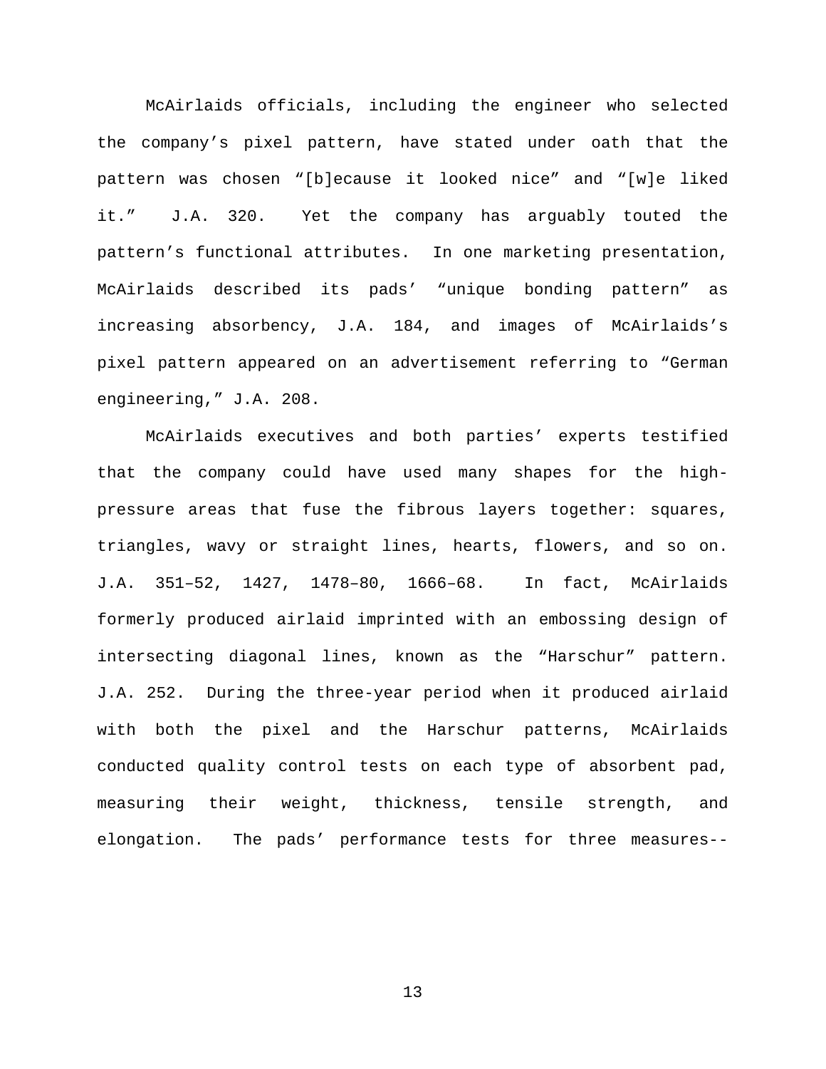McAirlaids officials, including the engineer who selected the company's pixel pattern, have stated under oath that the pattern was chosen "[b]ecause it looked nice" and "[w]e liked it." J.A. 320. Yet the company has arguably touted the pattern's functional attributes. In one marketing presentation, McAirlaids described its pads' "unique bonding pattern" as increasing absorbency, J.A. 184, and images of McAirlaids's pixel pattern appeared on an advertisement referring to "German engineering," J.A. 208.

McAirlaids executives and both parties' experts testified that the company could have used many shapes for the high-pressure areas that fuse the fibrous layers together: squares, triangles, wavy or straight lines, hearts, flowers, and so on. J.A. 351–52, 1427, 1478–80, 1666–68. In fact, McAirlaids formerly produced airlaid imprinted with an embossing design of intersecting diagonal lines, known as the "Harschur" pattern. J.A. 252. During the three-year period when it produced airlaid with both the pixel and the Harschur patterns, McAirlaids conducted quality control tests on each type of absorbent pad, measuring their weight, thickness, tensile strength, and elongation. The pads' performance tests for three measures--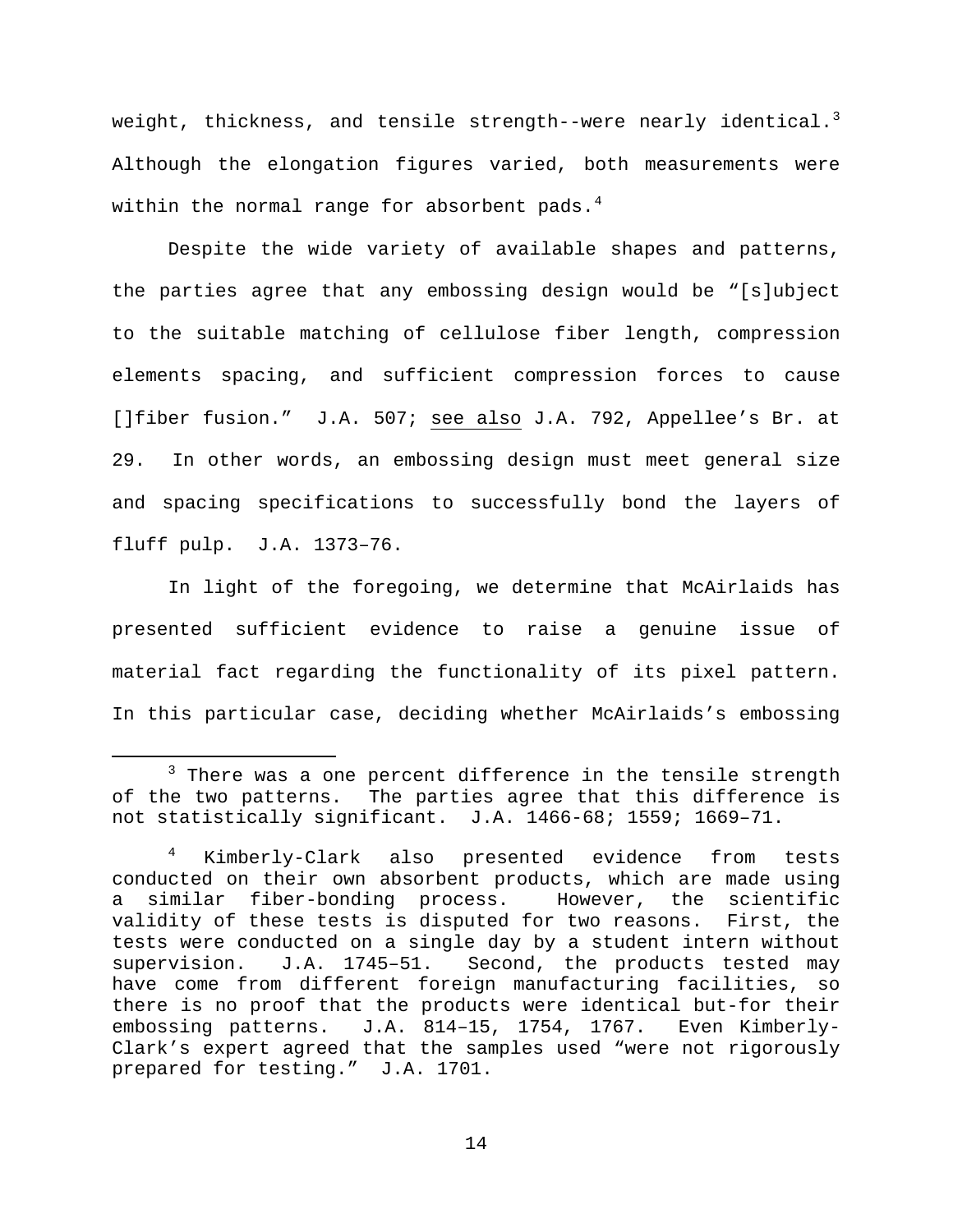weight, thickness, and tensile strength--were nearly identical.[3] Although the elongation figures varied, both measurements were within the normal range for absorbent pads.[4]

Despite the wide variety of available shapes and patterns, the parties agree that any embossing design would be "[s]ubject to the suitable matching of cellulose fiber length, compression elements spacing, and sufficient compression forces to cause []fiber fusion." J.A. 507; see also J.A. 792, Appellee's Br. at 29. In other words, an embossing design must meet general size and spacing specifications to successfully bond the layers of fluff pulp. J.A. 1373–76.

In light of the foregoing, we determine that McAirlaids has presented sufficient evidence to raise a genuine issue of material fact regarding the functionality of its pixel pattern. In this particular case, deciding whether McAirlaids's embossing

---

[3] There was a one percent difference in the tensile strength of the two patterns. The parties agree that this difference is not statistically significant. J.A. 1466-68; 1559; 1669–71.

[4] Kimberly-Clark also presented evidence from tests conducted on their own absorbent products, which are made using a similar fiber-bonding process. However, the scientific validity of these tests is disputed for two reasons. First, the tests were conducted on a single day by a student intern without supervision. J.A. 1745–51. Second, the products tested may have come from different foreign manufacturing facilities, so there is no proof that the products were identical but-for their embossing patterns. J.A. 814–15, 1754, 1767. Even Kimberly-Clark's expert agreed that the samples used "were not rigorously prepared for testing." J.A. 1701.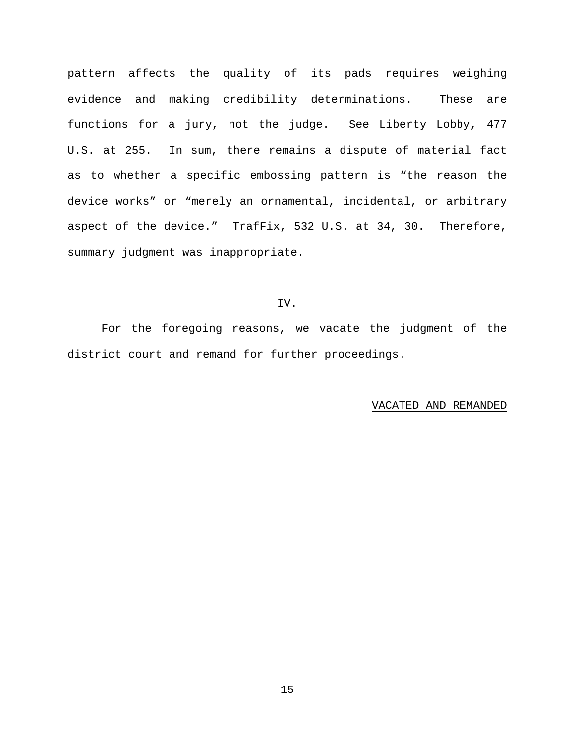pattern affects the quality of its pads requires weighing evidence and making credibility determinations. These are functions for a jury, not the judge. See Liberty Lobby, 477 U.S. at 255. In sum, there remains a dispute of material fact as to whether a specific embossing pattern is "the reason the device works" or "merely an ornamental, incidental, or arbitrary aspect of the device." TrafFix, 532 U.S. at 34, 30. Therefore, summary judgment was inappropriate.

## IV.

For the foregoing reasons, we vacate the judgment of the district court and remand for further proceedings.

VACATED AND REMANDED